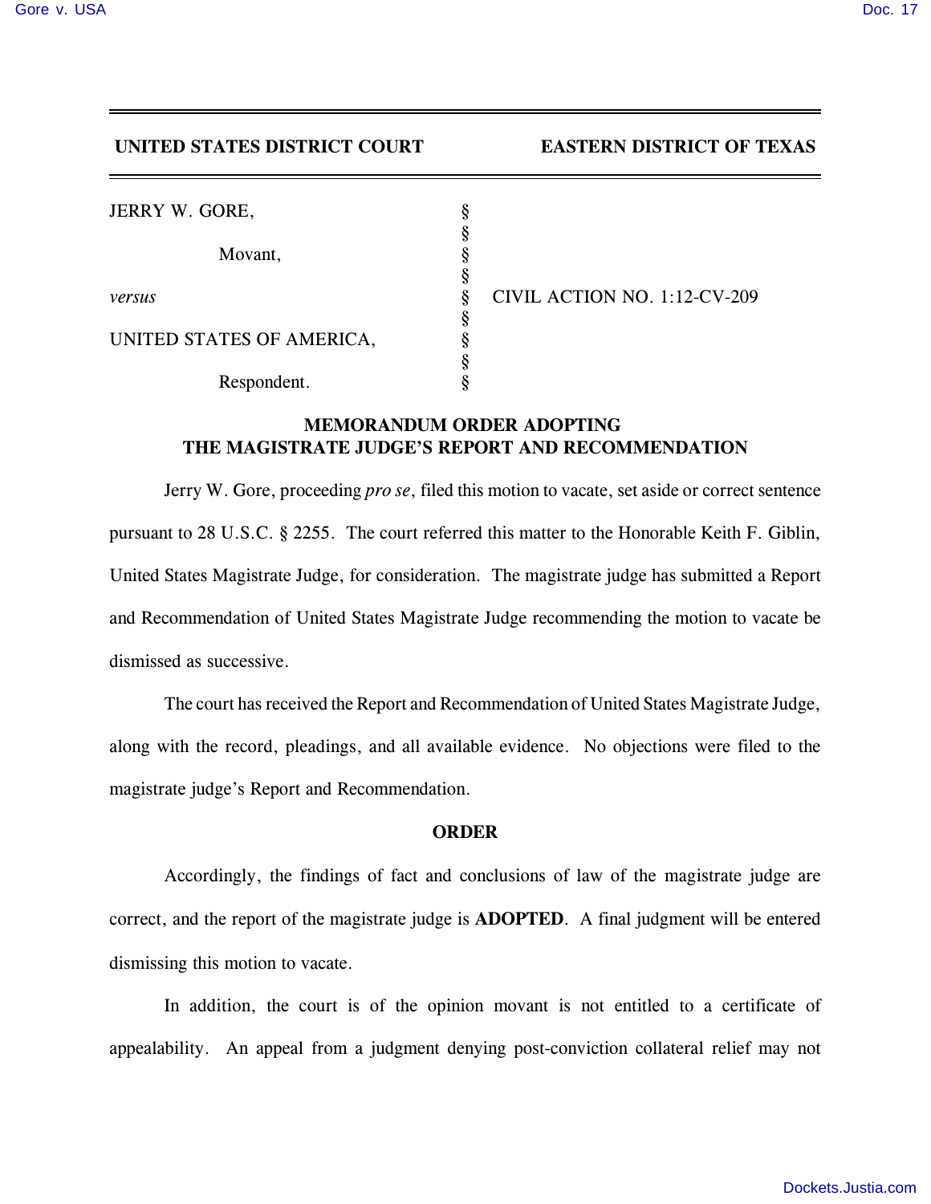**UNITED STATES DISTRICT COURT EASTERN DISTRICT OF TEXAS**

| | | |
|---|---|---|
| JERRY W. GORE, | § | |
| | § | |
| Movant, | § | |
| | § | |
| *versus* | § | CIVIL ACTION NO. 1:12-CV-209 |
| | § | |
| UNITED STATES OF AMERICA, | § | |
| | § | |
| Respondent. | § | |

## MEMORANDUM ORDER ADOPTING THE MAGISTRATE JUDGE'S REPORT AND RECOMMENDATION

Jerry W. Gore, proceeding *pro se*, filed this motion to vacate, set aside or correct sentence pursuant to 28 U.S.C. § 2255. The court referred this matter to the Honorable Keith F. Giblin, United States Magistrate Judge, for consideration. The magistrate judge has submitted a Report and Recommendation of United States Magistrate Judge recommending the motion to vacate be dismissed as successive.

The court has received the Report and Recommendation of United States Magistrate Judge, along with the record, pleadings, and all available evidence. No objections were filed to the magistrate judge's Report and Recommendation.

## ORDER

Accordingly, the findings of fact and conclusions of law of the magistrate judge are correct, and the report of the magistrate judge is **ADOPTED**. A final judgment will be entered dismissing this motion to vacate.

In addition, the court is of the opinion movant is not entitled to a certificate of appealability. An appeal from a judgment denying post-conviction collateral relief may not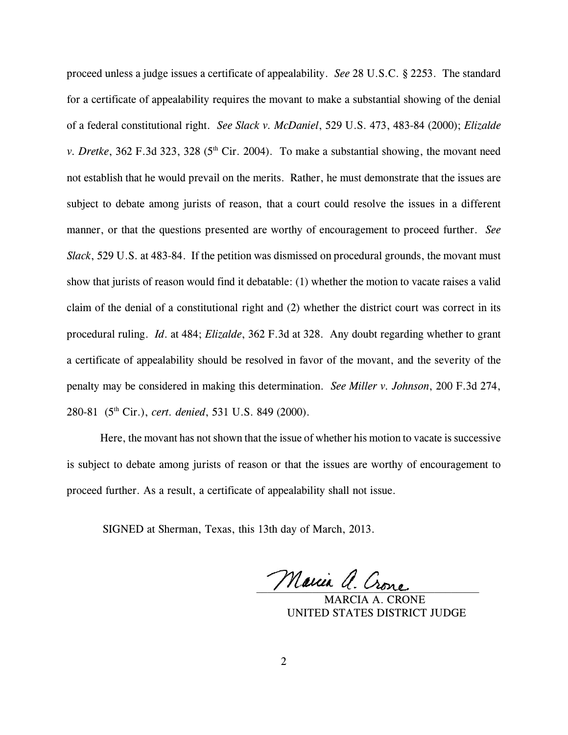proceed unless a judge issues a certificate of appealability. *See* 28 U.S.C. § 2253. The standard for a certificate of appealability requires the movant to make a substantial showing of the denial of a federal constitutional right. *See Slack v. McDaniel*, 529 U.S. 473, 483-84 (2000); *Elizalde v. Dretke*, 362 F.3d 323, 328 (5th Cir. 2004). To make a substantial showing, the movant need not establish that he would prevail on the merits. Rather, he must demonstrate that the issues are subject to debate among jurists of reason, that a court could resolve the issues in a different manner, or that the questions presented are worthy of encouragement to proceed further. *See Slack*, 529 U.S. at 483-84. If the petition was dismissed on procedural grounds, the movant must show that jurists of reason would find it debatable: (1) whether the motion to vacate raises a valid claim of the denial of a constitutional right and (2) whether the district court was correct in its procedural ruling. *Id.* at 484; *Elizalde*, 362 F.3d at 328. Any doubt regarding whether to grant a certificate of appealability should be resolved in favor of the movant, and the severity of the penalty may be considered in making this determination. *See Miller v. Johnson*, 200 F.3d 274, 280-81 (5th Cir.), *cert. denied*, 531 U.S. 849 (2000).

Here, the movant has not shown that the issue of whether his motion to vacate is successive is subject to debate among jurists of reason or that the issues are worthy of encouragement to proceed further. As a result, a certificate of appealability shall not issue.

SIGNED at Sherman, Texas, this 13th day of March, 2013.

Marcia A. Crone

MARCIA A. CRONE
UNITED STATES DISTRICT JUDGE